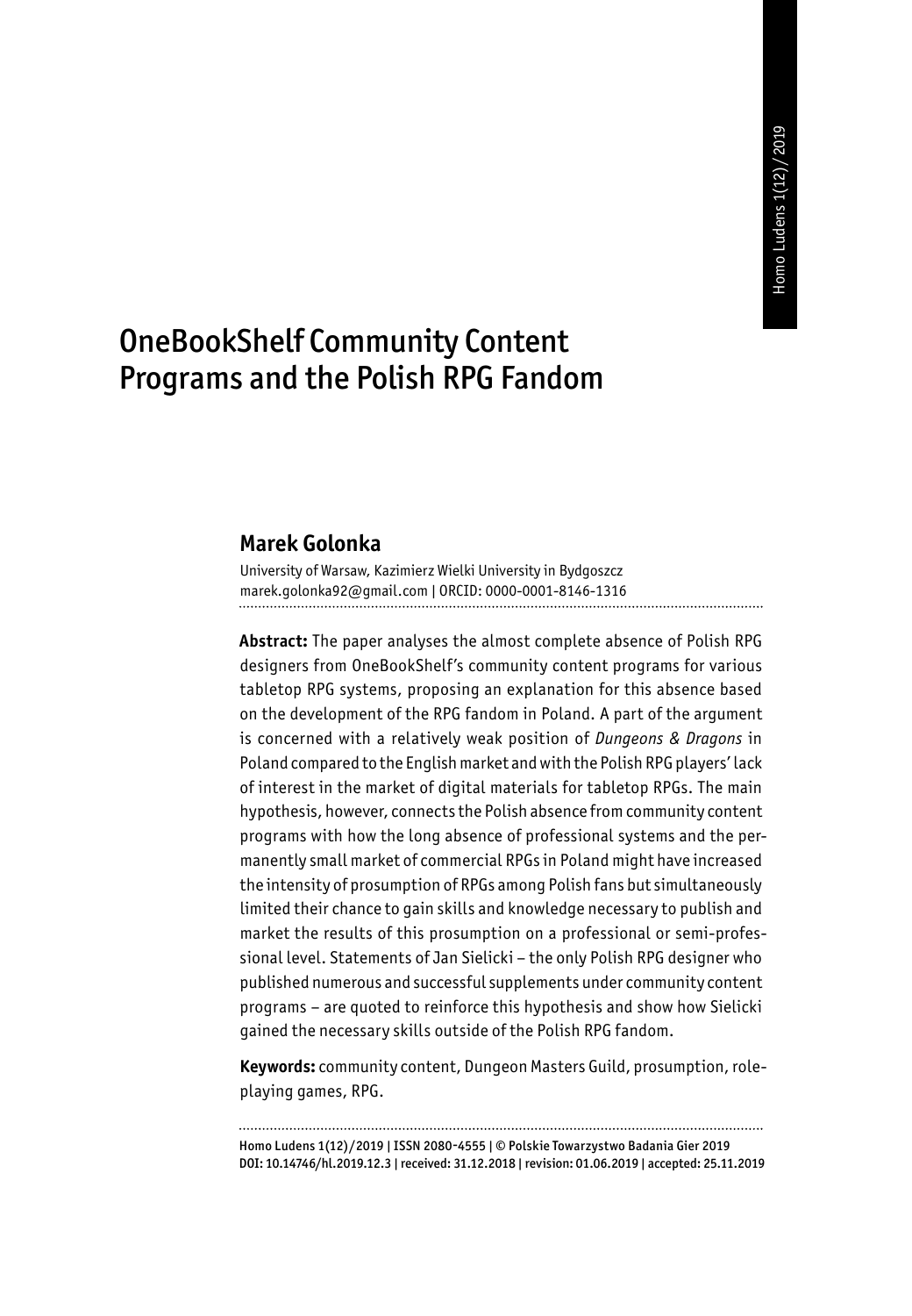# OneBookShelf Community Content Programs and the Polish RPG Fandom

## Marek Golonka

University of Warsaw, Kazimierz Wielki University in Bydgoszcz
marek.golonka92@gmail.com | ORCID: 0000-0001-8146-1316

**Abstract:** The paper analyses the almost complete absence of Polish RPG designers from OneBookShelf's community content programs for various tabletop RPG systems, proposing an explanation for this absence based on the development of the RPG fandom in Poland. A part of the argument is concerned with a relatively weak position of *Dungeons & Dragons* in Poland compared to the English market and with the Polish RPG players' lack of interest in the market of digital materials for tabletop RPGs. The main hypothesis, however, connects the Polish absence from community content programs with how the long absence of professional systems and the permanently small market of commercial RPGs in Poland might have increased the intensity of prosumption of RPGs among Polish fans but simultaneously limited their chance to gain skills and knowledge necessary to publish and market the results of this prosumption on a professional or semi-professional level. Statements of Jan Sielicki – the only Polish RPG designer who published numerous and successful supplements under community content programs – are quoted to reinforce this hypothesis and show how Sielicki gained the necessary skills outside of the Polish RPG fandom.

**Keywords:** community content, Dungeon Masters Guild, prosumption, role-playing games, RPG.

Homo Ludens 1(12)/2019 | ISSN 2080-4555 | © Polskie Towarzystwo Badania Gier 2019
DOI: 10.14746/hl.2019.12.3 | received: 31.12.2018 | revision: 01.06.2019 | accepted: 25.11.2019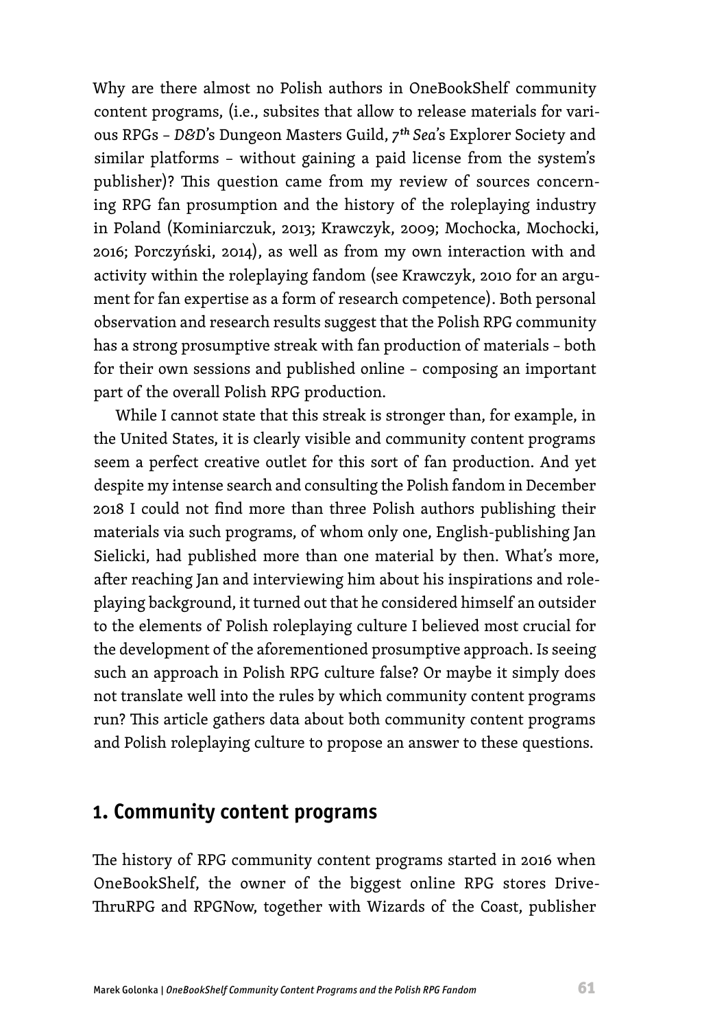Why are there almost no Polish authors in OneBookShelf community content programs, (i.e., subsites that allow to release materials for various RPGs – *D&D*'s Dungeon Masters Guild, *7th Sea*'s Explorer Society and similar platforms – without gaining a paid license from the system's publisher)? This question came from my review of sources concerning RPG fan prosumption and the history of the roleplaying industry in Poland (Kominiarczuk, 2013; Krawczyk, 2009; Mochocka, Mochocki, 2016; Porczyński, 2014), as well as from my own interaction with and activity within the roleplaying fandom (see Krawczyk, 2010 for an argument for fan expertise as a form of research competence). Both personal observation and research results suggest that the Polish RPG community has a strong prosumptive streak with fan production of materials – both for their own sessions and published online – composing an important part of the overall Polish RPG production.

While I cannot state that this streak is stronger than, for example, in the United States, it is clearly visible and community content programs seem a perfect creative outlet for this sort of fan production. And yet despite my intense search and consulting the Polish fandom in December 2018 I could not find more than three Polish authors publishing their materials via such programs, of whom only one, English-publishing Jan Sielicki, had published more than one material by then. What's more, after reaching Jan and interviewing him about his inspirations and roleplaying background, it turned out that he considered himself an outsider to the elements of Polish roleplaying culture I believed most crucial for the development of the aforementioned prosumptive approach. Is seeing such an approach in Polish RPG culture false? Or maybe it simply does not translate well into the rules by which community content programs run? This article gathers data about both community content programs and Polish roleplaying culture to propose an answer to these questions.

## 1. Community content programs

The history of RPG community content programs started in 2016 when OneBookShelf, the owner of the biggest online RPG stores DriveThruRPG and RPGNow, together with Wizards of the Coast, publisher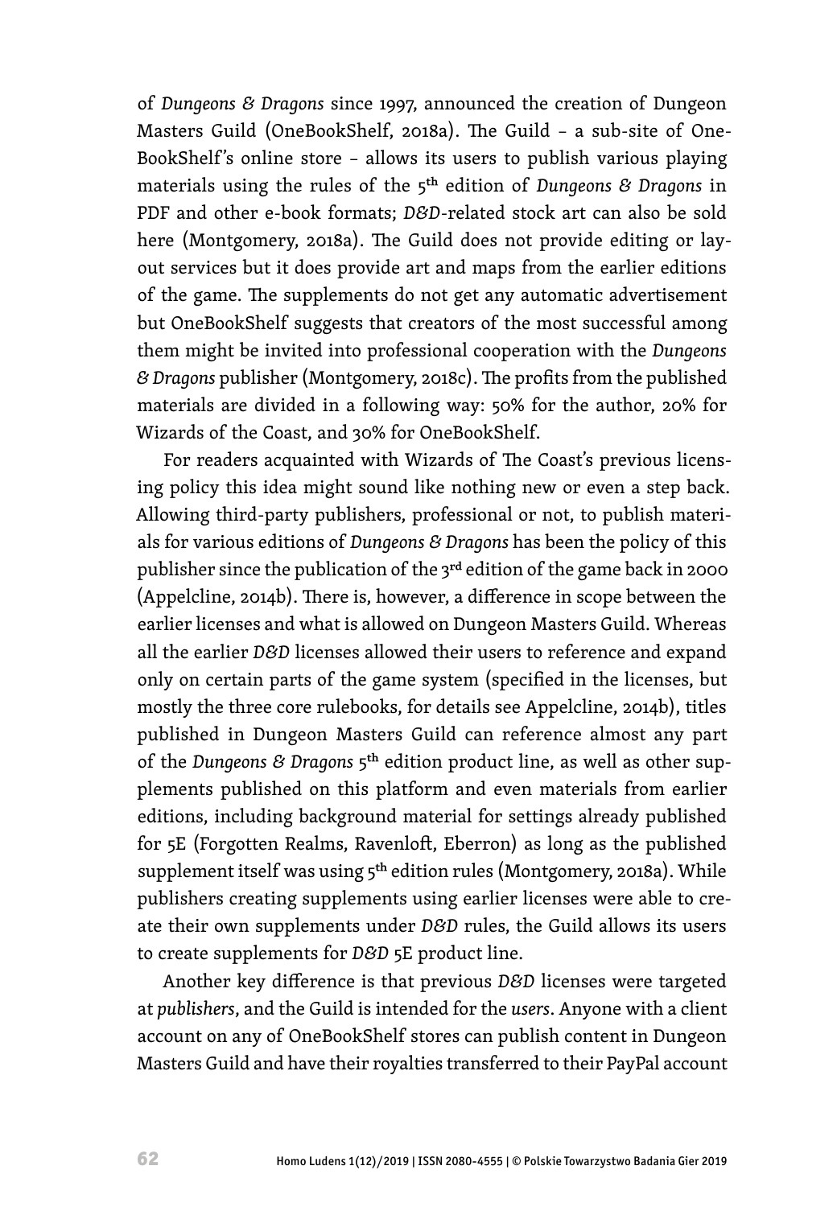of *Dungeons & Dragons* since 1997, announced the creation of Dungeon Masters Guild (OneBookShelf, 2018a). The Guild – a sub-site of OneBookShelf's online store – allows its users to publish various playing materials using the rules of the 5th edition of *Dungeons & Dragons* in PDF and other e-book formats; *D&D*-related stock art can also be sold here (Montgomery, 2018a). The Guild does not provide editing or layout services but it does provide art and maps from the earlier editions of the game. The supplements do not get any automatic advertisement but OneBookShelf suggests that creators of the most successful among them might be invited into professional cooperation with the *Dungeons & Dragons* publisher (Montgomery, 2018c). The profits from the published materials are divided in a following way: 50% for the author, 20% for Wizards of the Coast, and 30% for OneBookShelf.

For readers acquainted with Wizards of The Coast's previous licensing policy this idea might sound like nothing new or even a step back. Allowing third-party publishers, professional or not, to publish materials for various editions of *Dungeons & Dragons* has been the policy of this publisher since the publication of the 3rd edition of the game back in 2000 (Appelcline, 2014b). There is, however, a difference in scope between the earlier licenses and what is allowed on Dungeon Masters Guild. Whereas all the earlier *D&D* licenses allowed their users to reference and expand only on certain parts of the game system (specified in the licenses, but mostly the three core rulebooks, for details see Appelcline, 2014b), titles published in Dungeon Masters Guild can reference almost any part of the *Dungeons & Dragons* 5th edition product line, as well as other supplements published on this platform and even materials from earlier editions, including background material for settings already published for 5E (Forgotten Realms, Ravenloft, Eberron) as long as the published supplement itself was using 5th edition rules (Montgomery, 2018a). While publishers creating supplements using earlier licenses were able to create their own supplements under *D&D* rules, the Guild allows its users to create supplements for *D&D* 5E product line.

Another key difference is that previous *D&D* licenses were targeted at *publishers*, and the Guild is intended for the *users*. Anyone with a client account on any of OneBookShelf stores can publish content in Dungeon Masters Guild and have their royalties transferred to their PayPal account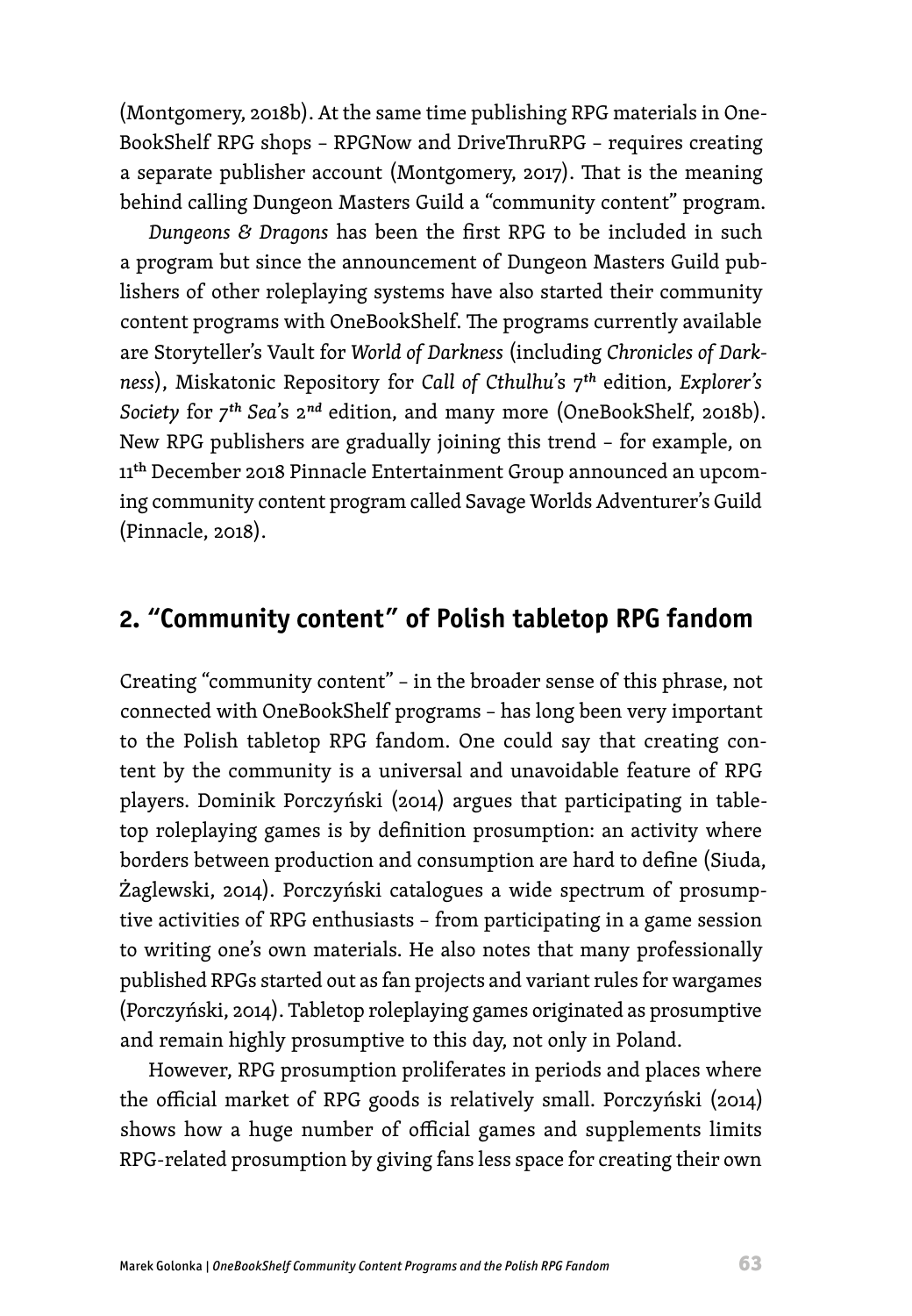(Montgomery, 2018b). At the same time publishing RPG materials in OneBookShelf RPG shops – RPGNow and DriveThruRPG – requires creating a separate publisher account (Montgomery, 2017). That is the meaning behind calling Dungeon Masters Guild a "community content" program.

*Dungeons & Dragons* has been the first RPG to be included in such a program but since the announcement of Dungeon Masters Guild publishers of other roleplaying systems have also started their community content programs with OneBookShelf. The programs currently available are Storyteller's Vault for *World of Darkness* (including *Chronicles of Darkness*), Miskatonic Repository for *Call of Cthulhu*'s 7*th* edition, *Explorer's Society* for 7*th* *Sea*'s 2*nd* edition, and many more (OneBookShelf, 2018b). New RPG publishers are gradually joining this trend – for example, on 11th December 2018 Pinnacle Entertainment Group announced an upcoming community content program called Savage Worlds Adventurer's Guild (Pinnacle, 2018).

## 2. "Community content" of Polish tabletop RPG fandom

Creating "community content" – in the broader sense of this phrase, not connected with OneBookShelf programs – has long been very important to the Polish tabletop RPG fandom. One could say that creating content by the community is a universal and unavoidable feature of RPG players. Dominik Porczyński (2014) argues that participating in tabletop roleplaying games is by definition prosumption: an activity where borders between production and consumption are hard to define (Siuda, Żaglewski, 2014). Porczyński catalogues a wide spectrum of prosumptive activities of RPG enthusiasts – from participating in a game session to writing one's own materials. He also notes that many professionally published RPGs started out as fan projects and variant rules for wargames (Porczyński, 2014). Tabletop roleplaying games originated as prosumptive and remain highly prosumptive to this day, not only in Poland.

However, RPG prosumption proliferates in periods and places where the official market of RPG goods is relatively small. Porczyński (2014) shows how a huge number of official games and supplements limits RPG-related prosumption by giving fans less space for creating their own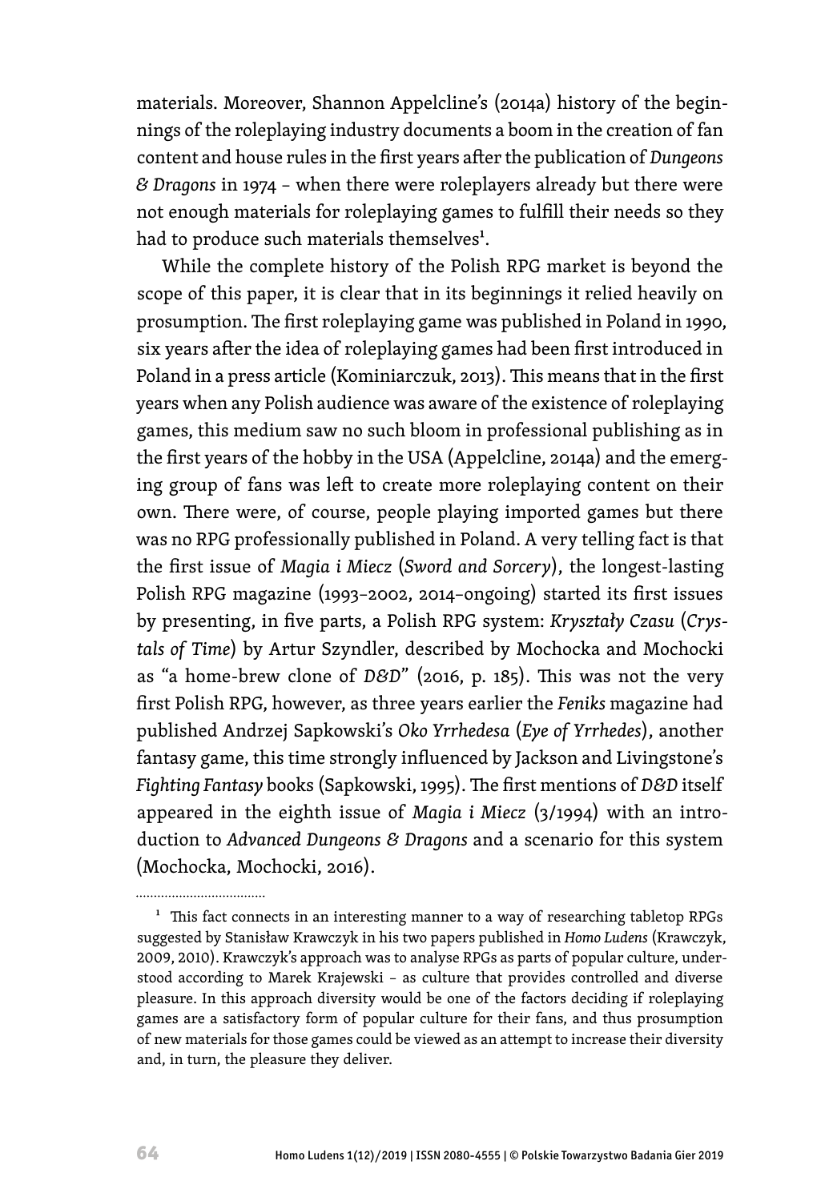materials. Moreover, Shannon Appelcline's (2014a) history of the beginnings of the roleplaying industry documents a boom in the creation of fan content and house rules in the first years after the publication of *Dungeons & Dragons* in 1974 – when there were roleplayers already but there were not enough materials for roleplaying games to fulfill their needs so they had to produce such materials themselves[1].

While the complete history of the Polish RPG market is beyond the scope of this paper, it is clear that in its beginnings it relied heavily on prosumption. The first roleplaying game was published in Poland in 1990, six years after the idea of roleplaying games had been first introduced in Poland in a press article (Kominiarczuk, 2013). This means that in the first years when any Polish audience was aware of the existence of roleplaying games, this medium saw no such bloom in professional publishing as in the first years of the hobby in the USA (Appelcline, 2014a) and the emerging group of fans was left to create more roleplaying content on their own. There were, of course, people playing imported games but there was no RPG professionally published in Poland. A very telling fact is that the first issue of *Magia i Miecz* (*Sword and Sorcery*), the longest-lasting Polish RPG magazine (1993–2002, 2014–ongoing) started its first issues by presenting, in five parts, a Polish RPG system: *Kryształy Czasu* (*Crystals of Time*) by Artur Szyndler, described by Mochocka and Mochocki as "a home-brew clone of *D&D*" (2016, p. 185). This was not the very first Polish RPG, however, as three years earlier the *Feniks* magazine had published Andrzej Sapkowski's *Oko Yrrhedesa* (*Eye of Yrrhedes*), another fantasy game, this time strongly influenced by Jackson and Livingstone's *Fighting Fantasy* books (Sapkowski, 1995). The first mentions of *D&D* itself appeared in the eighth issue of *Magia i Miecz* (3/1994) with an introduction to *Advanced Dungeons & Dragons* and a scenario for this system (Mochocka, Mochocki, 2016).

---

[1] This fact connects in an interesting manner to a way of researching tabletop RPGs suggested by Stanisław Krawczyk in his two papers published in *Homo Ludens* (Krawczyk, 2009, 2010). Krawczyk's approach was to analyse RPGs as parts of popular culture, understood according to Marek Krajewski – as culture that provides controlled and diverse pleasure. In this approach diversity would be one of the factors deciding if roleplaying games are a satisfactory form of popular culture for their fans, and thus prosumption of new materials for those games could be viewed as an attempt to increase their diversity and, in turn, the pleasure they deliver.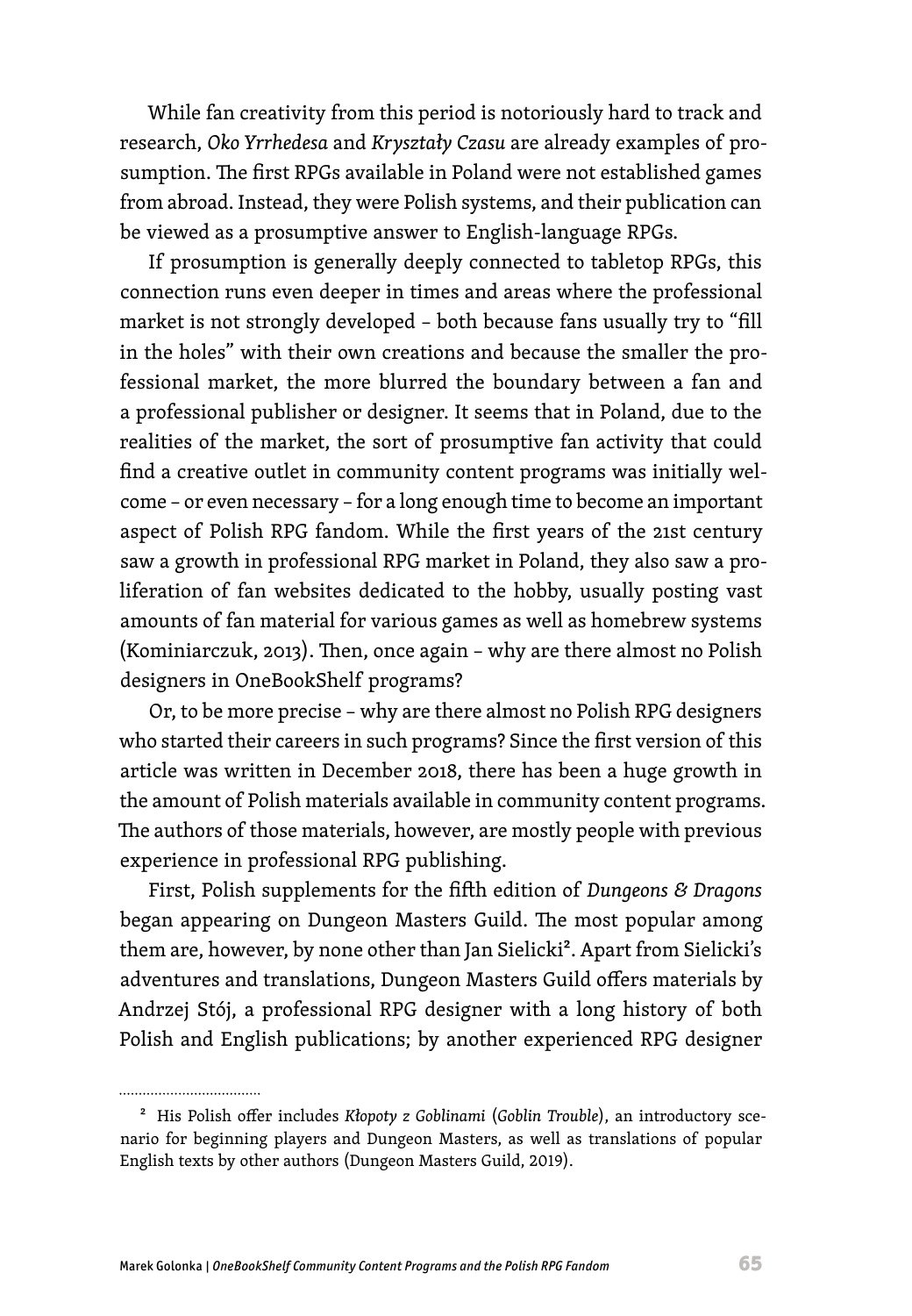While fan creativity from this period is notoriously hard to track and research, *Oko Yrrhedesa* and *Kryształy Czasu* are already examples of prosumption. The first RPGs available in Poland were not established games from abroad. Instead, they were Polish systems, and their publication can be viewed as a prosumptive answer to English-language RPGs.

If prosumption is generally deeply connected to tabletop RPGs, this connection runs even deeper in times and areas where the professional market is not strongly developed – both because fans usually try to "fill in the holes" with their own creations and because the smaller the professional market, the more blurred the boundary between a fan and a professional publisher or designer. It seems that in Poland, due to the realities of the market, the sort of prosumptive fan activity that could find a creative outlet in community content programs was initially welcome – or even necessary – for a long enough time to become an important aspect of Polish RPG fandom. While the first years of the 21st century saw a growth in professional RPG market in Poland, they also saw a proliferation of fan websites dedicated to the hobby, usually posting vast amounts of fan material for various games as well as homebrew systems (Kominiarczuk, 2013). Then, once again – why are there almost no Polish designers in OneBookShelf programs?

Or, to be more precise – why are there almost no Polish RPG designers who started their careers in such programs? Since the first version of this article was written in December 2018, there has been a huge growth in the amount of Polish materials available in community content programs. The authors of those materials, however, are mostly people with previous experience in professional RPG publishing.

First, Polish supplements for the fifth edition of *Dungeons & Dragons* began appearing on Dungeon Masters Guild. The most popular among them are, however, by none other than Jan Sielicki[2]. Apart from Sielicki's adventures and translations, Dungeon Masters Guild offers materials by Andrzej Stój, a professional RPG designer with a long history of both Polish and English publications; by another experienced RPG designer

---

[2] His Polish offer includes *Kłopoty z Goblinami* (*Goblin Trouble*), an introductory scenario for beginning players and Dungeon Masters, as well as translations of popular English texts by other authors (Dungeon Masters Guild, 2019).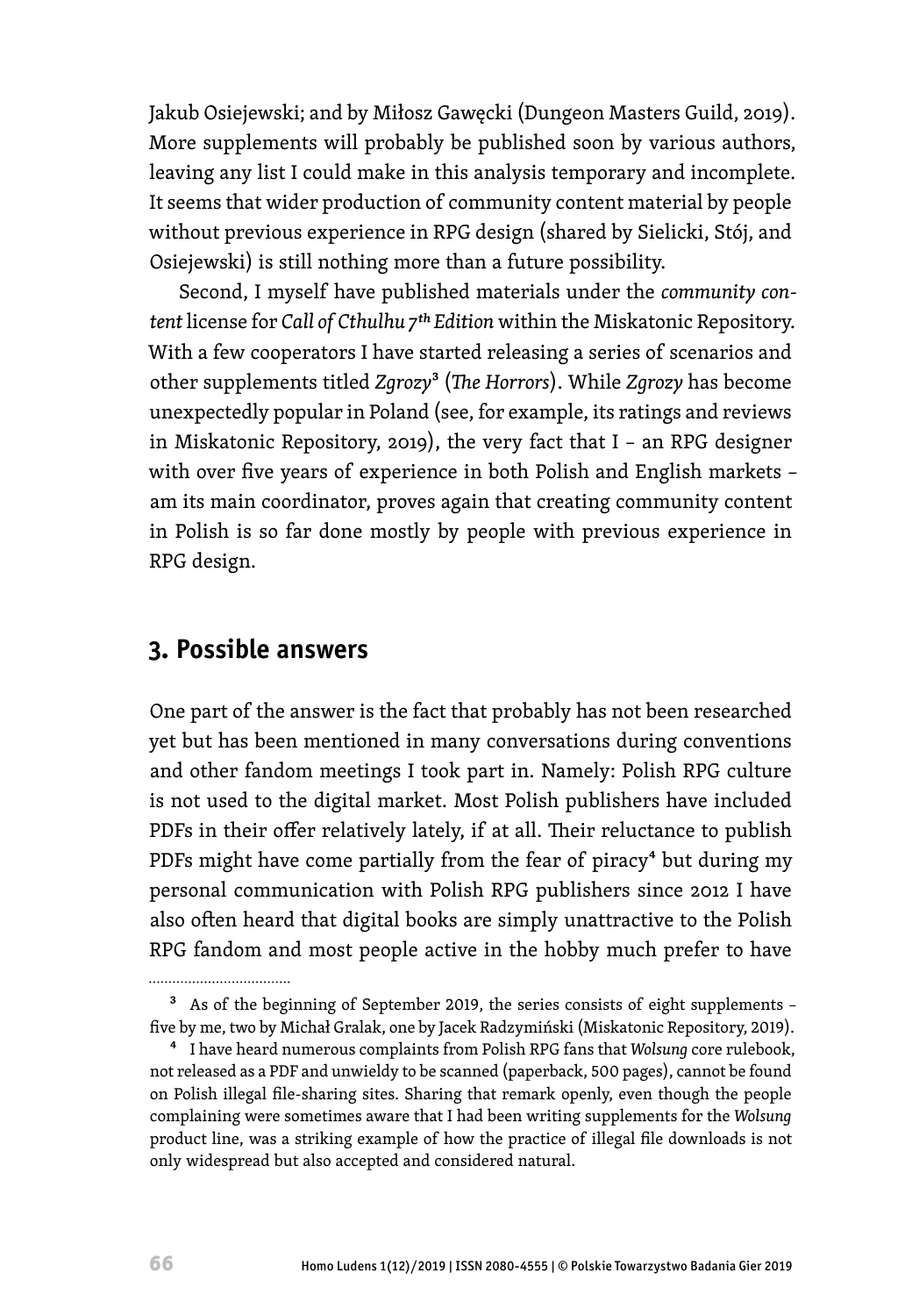Jakub Osiejewski; and by Miłosz Gawęcki (Dungeon Masters Guild, 2019). More supplements will probably be published soon by various authors, leaving any list I could make in this analysis temporary and incomplete. It seems that wider production of community content material by people without previous experience in RPG design (shared by Sielicki, Stój, and Osiejewski) is still nothing more than a future possibility.

Second, I myself have published materials under the *community content* license for *Call of Cthulhu 7th Edition* within the Miskatonic Repository. With a few cooperators I have started releasing a series of scenarios and other supplements titled *Zgrozy*[3] (*The Horrors*). While *Zgrozy* has become unexpectedly popular in Poland (see, for example, its ratings and reviews in Miskatonic Repository, 2019), the very fact that I – an RPG designer with over five years of experience in both Polish and English markets – am its main coordinator, proves again that creating community content in Polish is so far done mostly by people with previous experience in RPG design.

## 3. Possible answers

One part of the answer is the fact that probably has not been researched yet but has been mentioned in many conversations during conventions and other fandom meetings I took part in. Namely: Polish RPG culture is not used to the digital market. Most Polish publishers have included PDFs in their offer relatively lately, if at all. Their reluctance to publish PDFs might have come partially from the fear of piracy[4] but during my personal communication with Polish RPG publishers since 2012 I have also often heard that digital books are simply unattractive to the Polish RPG fandom and most people active in the hobby much prefer to have

---

[3] As of the beginning of September 2019, the series consists of eight supplements – five by me, two by Michał Gralak, one by Jacek Radzymiński (Miskatonic Repository, 2019).

[4] I have heard numerous complaints from Polish RPG fans that *Wolsung* core rulebook, not released as a PDF and unwieldy to be scanned (paperback, 500 pages), cannot be found on Polish illegal file-sharing sites. Sharing that remark openly, even though the people complaining were sometimes aware that I had been writing supplements for the *Wolsung* product line, was a striking example of how the practice of illegal file downloads is not only widespread but also accepted and considered natural.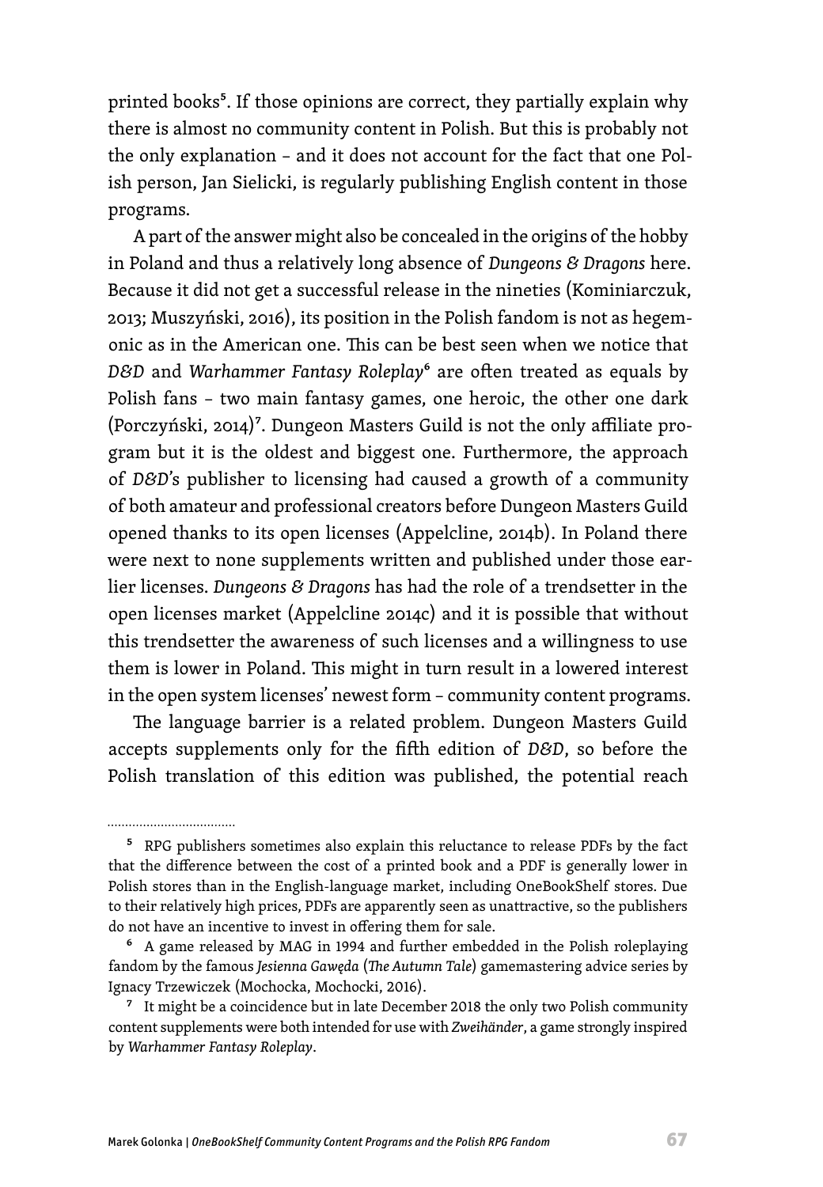printed books[5]. If those opinions are correct, they partially explain why there is almost no community content in Polish. But this is probably not the only explanation – and it does not account for the fact that one Polish person, Jan Sielicki, is regularly publishing English content in those programs.

A part of the answer might also be concealed in the origins of the hobby in Poland and thus a relatively long absence of *Dungeons & Dragons* here. Because it did not get a successful release in the nineties (Kominiarczuk, 2013; Muszyński, 2016), its position in the Polish fandom is not as hegemonic as in the American one. This can be best seen when we notice that *D&D* and *Warhammer Fantasy Roleplay*[6] are often treated as equals by Polish fans – two main fantasy games, one heroic, the other one dark (Porczyński, 2014)[7]. Dungeon Masters Guild is not the only affiliate program but it is the oldest and biggest one. Furthermore, the approach of *D&D*'s publisher to licensing had caused a growth of a community of both amateur and professional creators before Dungeon Masters Guild opened thanks to its open licenses (Appelcline, 2014b). In Poland there were next to none supplements written and published under those earlier licenses. *Dungeons & Dragons* has had the role of a trendsetter in the open licenses market (Appelcline 2014c) and it is possible that without this trendsetter the awareness of such licenses and a willingness to use them is lower in Poland. This might in turn result in a lowered interest in the open system licenses' newest form – community content programs.

The language barrier is a related problem. Dungeon Masters Guild accepts supplements only for the fifth edition of *D&D*, so before the Polish translation of this edition was published, the potential reach

---

[5] RPG publishers sometimes also explain this reluctance to release PDFs by the fact that the difference between the cost of a printed book and a PDF is generally lower in Polish stores than in the English-language market, including OneBookShelf stores. Due to their relatively high prices, PDFs are apparently seen as unattractive, so the publishers do not have an incentive to invest in offering them for sale.

[6] A game released by MAG in 1994 and further embedded in the Polish roleplaying fandom by the famous *Jesienna Gawęda* (*The Autumn Tale*) gamemastering advice series by Ignacy Trzewiczek (Mochocka, Mochocki, 2016).

[7] It might be a coincidence but in late December 2018 the only two Polish community content supplements were both intended for use with *Zweihänder*, a game strongly inspired by *Warhammer Fantasy Roleplay*.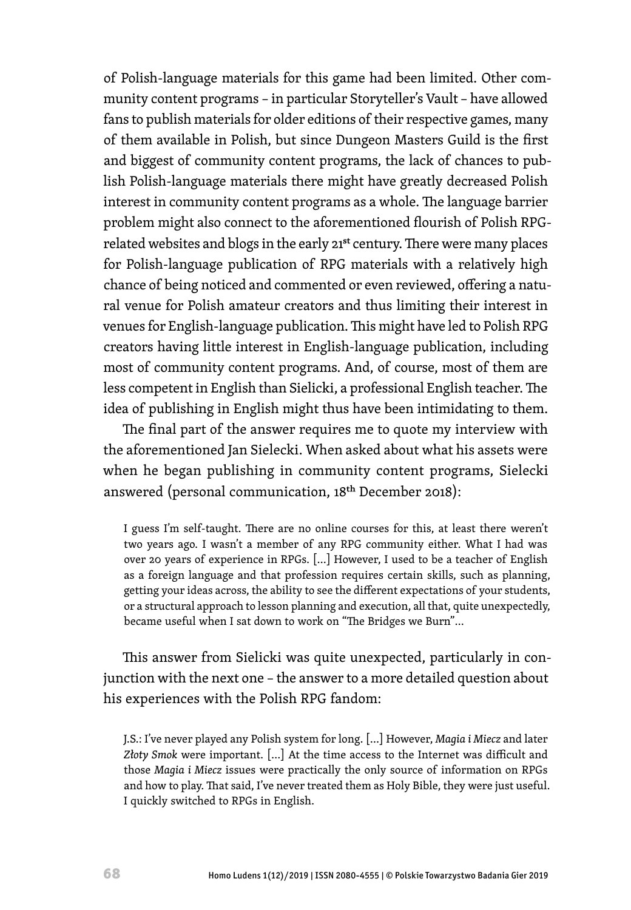of Polish-language materials for this game had been limited. Other community content programs – in particular Storyteller's Vault – have allowed fans to publish materials for older editions of their respective games, many of them available in Polish, but since Dungeon Masters Guild is the first and biggest of community content programs, the lack of chances to publish Polish-language materials there might have greatly decreased Polish interest in community content programs as a whole. The language barrier problem might also connect to the aforementioned flourish of Polish RPG-related websites and blogs in the early 21st century. There were many places for Polish-language publication of RPG materials with a relatively high chance of being noticed and commented or even reviewed, offering a natural venue for Polish amateur creators and thus limiting their interest in venues for English-language publication. This might have led to Polish RPG creators having little interest in English-language publication, including most of community content programs. And, of course, most of them are less competent in English than Sielicki, a professional English teacher. The idea of publishing in English might thus have been intimidating to them.

The final part of the answer requires me to quote my interview with the aforementioned Jan Sielecki. When asked about what his assets were when he began publishing in community content programs, Sielecki answered (personal communication, 18th December 2018):

> I guess I'm self-taught. There are no online courses for this, at least there weren't two years ago. I wasn't a member of any RPG community either. What I had was over 20 years of experience in RPGs. […] However, I used to be a teacher of English as a foreign language and that profession requires certain skills, such as planning, getting your ideas across, the ability to see the different expectations of your students, or a structural approach to lesson planning and execution, all that, quite unexpectedly, became useful when I sat down to work on "The Bridges we Burn"…

This answer from Sielicki was quite unexpected, particularly in conjunction with the next one – the answer to a more detailed question about his experiences with the Polish RPG fandom:

> J.S.: I've never played any Polish system for long. […] However, *Magia i Miecz* and later *Złoty Smok* were important. […] At the time access to the Internet was difficult and those *Magia i Miecz* issues were practically the only source of information on RPGs and how to play. That said, I've never treated them as Holy Bible, they were just useful. I quickly switched to RPGs in English.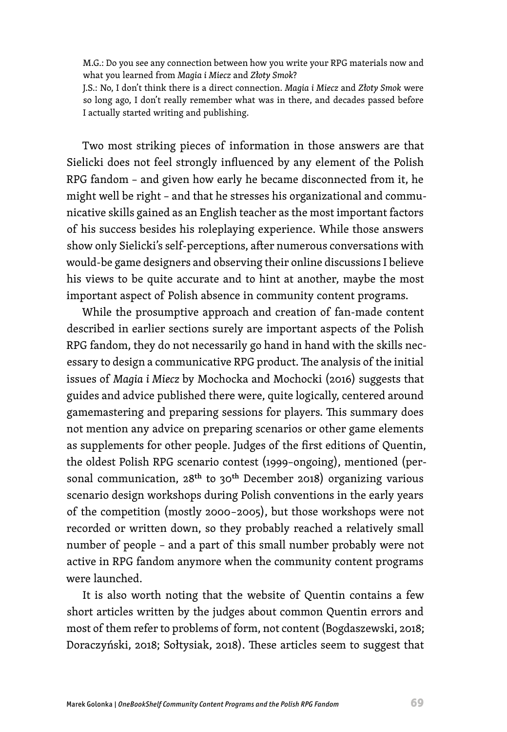M.G.: Do you see any connection between how you write your RPG materials now and what you learned from *Magia i Miecz* and *Złoty Smok*?

J.S.: No, I don't think there is a direct connection. *Magia i Miecz* and *Złoty Smok* were so long ago, I don't really remember what was in there, and decades passed before I actually started writing and publishing.

Two most striking pieces of information in those answers are that Sielicki does not feel strongly influenced by any element of the Polish RPG fandom – and given how early he became disconnected from it, he might well be right – and that he stresses his organizational and communicative skills gained as an English teacher as the most important factors of his success besides his roleplaying experience. While those answers show only Sielicki's self-perceptions, after numerous conversations with would-be game designers and observing their online discussions I believe his views to be quite accurate and to hint at another, maybe the most important aspect of Polish absence in community content programs.

While the prosumptive approach and creation of fan-made content described in earlier sections surely are important aspects of the Polish RPG fandom, they do not necessarily go hand in hand with the skills necessary to design a communicative RPG product. The analysis of the initial issues of *Magia i Miecz* by Mochocka and Mochocki (2016) suggests that guides and advice published there were, quite logically, centered around gamemastering and preparing sessions for players. This summary does not mention any advice on preparing scenarios or other game elements as supplements for other people. Judges of the first editions of Quentin, the oldest Polish RPG scenario contest (1999–ongoing), mentioned (personal communication, 28th to 30th December 2018) organizing various scenario design workshops during Polish conventions in the early years of the competition (mostly 2000–2005), but those workshops were not recorded or written down, so they probably reached a relatively small number of people – and a part of this small number probably were not active in RPG fandom anymore when the community content programs were launched.

It is also worth noting that the website of Quentin contains a few short articles written by the judges about common Quentin errors and most of them refer to problems of form, not content (Bogdaszewski, 2018; Doraczyński, 2018; Sołtysiak, 2018). These articles seem to suggest that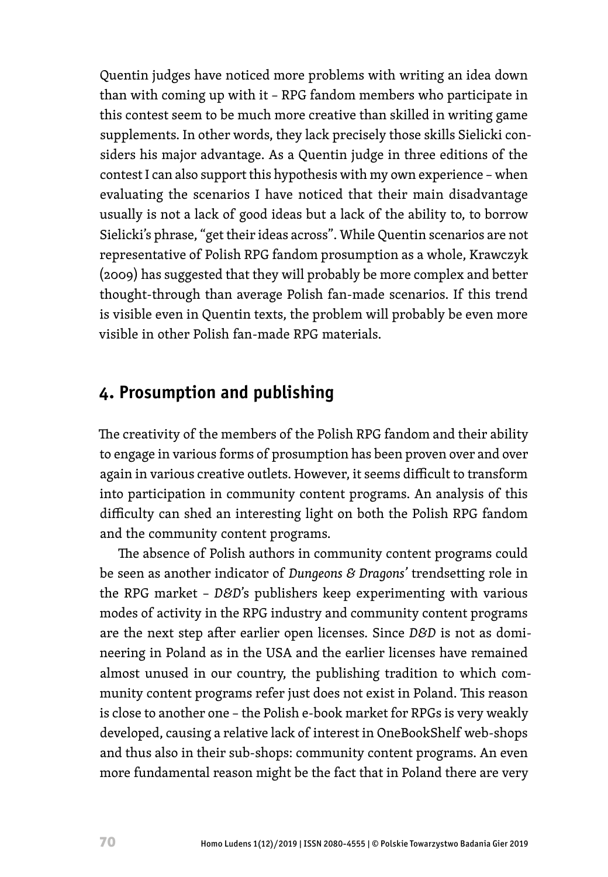Quentin judges have noticed more problems with writing an idea down than with coming up with it – RPG fandom members who participate in this contest seem to be much more creative than skilled in writing game supplements. In other words, they lack precisely those skills Sielicki considers his major advantage. As a Quentin judge in three editions of the contest I can also support this hypothesis with my own experience – when evaluating the scenarios I have noticed that their main disadvantage usually is not a lack of good ideas but a lack of the ability to, to borrow Sielicki's phrase, "get their ideas across". While Quentin scenarios are not representative of Polish RPG fandom prosumption as a whole, Krawczyk (2009) has suggested that they will probably be more complex and better thought-through than average Polish fan-made scenarios. If this trend is visible even in Quentin texts, the problem will probably be even more visible in other Polish fan-made RPG materials.

## 4. Prosumption and publishing

The creativity of the members of the Polish RPG fandom and their ability to engage in various forms of prosumption has been proven over and over again in various creative outlets. However, it seems difficult to transform into participation in community content programs. An analysis of this difficulty can shed an interesting light on both the Polish RPG fandom and the community content programs.

The absence of Polish authors in community content programs could be seen as another indicator of *Dungeons & Dragons'* trendsetting role in the RPG market – *D&D*'s publishers keep experimenting with various modes of activity in the RPG industry and community content programs are the next step after earlier open licenses. Since *D&D* is not as domineering in Poland as in the USA and the earlier licenses have remained almost unused in our country, the publishing tradition to which community content programs refer just does not exist in Poland. This reason is close to another one – the Polish e-book market for RPGs is very weakly developed, causing a relative lack of interest in OneBookShelf web-shops and thus also in their sub-shops: community content programs. An even more fundamental reason might be the fact that in Poland there are very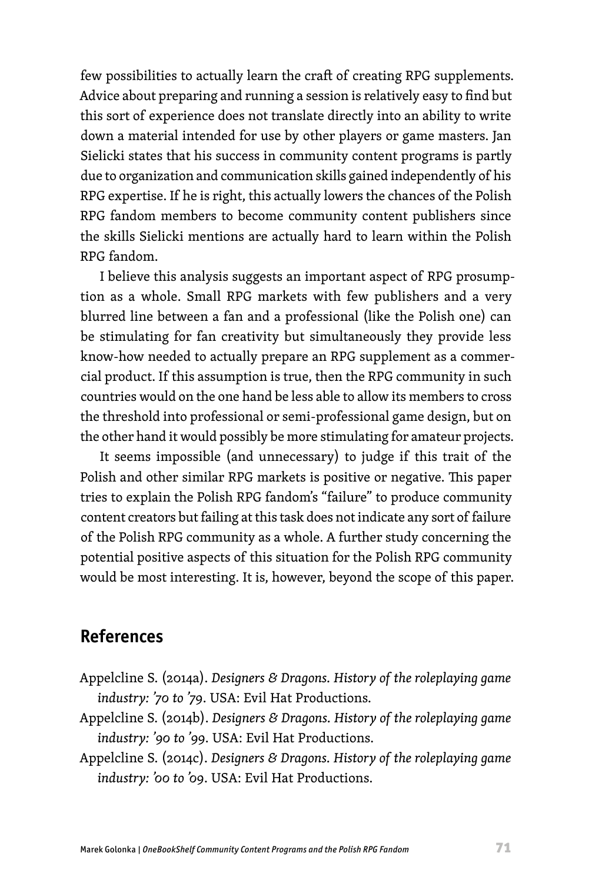few possibilities to actually learn the craft of creating RPG supplements. Advice about preparing and running a session is relatively easy to find but this sort of experience does not translate directly into an ability to write down a material intended for use by other players or game masters. Jan Sielicki states that his success in community content programs is partly due to organization and communication skills gained independently of his RPG expertise. If he is right, this actually lowers the chances of the Polish RPG fandom members to become community content publishers since the skills Sielicki mentions are actually hard to learn within the Polish RPG fandom.

I believe this analysis suggests an important aspect of RPG prosumption as a whole. Small RPG markets with few publishers and a very blurred line between a fan and a professional (like the Polish one) can be stimulating for fan creativity but simultaneously they provide less know-how needed to actually prepare an RPG supplement as a commercial product. If this assumption is true, then the RPG community in such countries would on the one hand be less able to allow its members to cross the threshold into professional or semi-professional game design, but on the other hand it would possibly be more stimulating for amateur projects.

It seems impossible (and unnecessary) to judge if this trait of the Polish and other similar RPG markets is positive or negative. This paper tries to explain the Polish RPG fandom's "failure" to produce community content creators but failing at this task does not indicate any sort of failure of the Polish RPG community as a whole. A further study concerning the potential positive aspects of this situation for the Polish RPG community would be most interesting. It is, however, beyond the scope of this paper.

## References

Appelcline S. (2014a). *Designers & Dragons. History of the roleplaying game industry: '70 to '79*. USA: Evil Hat Productions.

Appelcline S. (2014b). *Designers & Dragons. History of the roleplaying game industry: '90 to '99*. USA: Evil Hat Productions.

Appelcline S. (2014c). *Designers & Dragons. History of the roleplaying game industry: '00 to '09*. USA: Evil Hat Productions.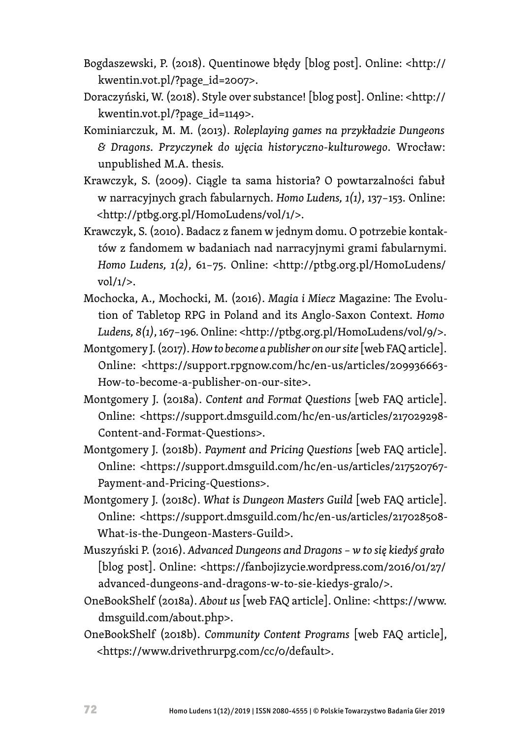Bogdaszewski, P. (2018). Quentinowe błędy [blog post]. Online: <http://kwentin.vot.pl/?page_id=2007>.

Doraczyński, W. (2018). Style over substance! [blog post]. Online: <http://kwentin.vot.pl/?page_id=1149>.

Kominiarczuk, M. M. (2013). *Roleplaying games na przykładzie Dungeons & Dragons. Przyczynek do ujęcia historyczno-kulturowego*. Wrocław: unpublished M.A. thesis.

Krawczyk, S. (2009). Ciągle ta sama historia? O powtarzalności fabuł w narracyjnych grach fabularnych. *Homo Ludens, 1(1)*, 137–153. Online: <http://ptbg.org.pl/HomoLudens/vol/1/>.

Krawczyk, S. (2010). Badacz z fanem w jednym domu. O potrzebie kontaktów z fandomem w badaniach nad narracyjnymi grami fabularnymi. *Homo Ludens, 1(2)*, 61–75. Online: <http://ptbg.org.pl/HomoLudens/vol/1/>.

Mochocka, A., Mochocki, M. (2016). *Magia i Miecz* Magazine: The Evolution of Tabletop RPG in Poland and its Anglo-Saxon Context. *Homo Ludens, 8(1)*, 167–196. Online: <http://ptbg.org.pl/HomoLudens/vol/9/>.

Montgomery J. (2017). *How to become a publisher on our site* [web FAQ article]. Online: <https://support.rpgnow.com/hc/en-us/articles/209936663-How-to-become-a-publisher-on-our-site>.

Montgomery J. (2018a). *Content and Format Questions* [web FAQ article]. Online: <https://support.dmsguild.com/hc/en-us/articles/217029298-Content-and-Format-Questions>.

Montgomery J. (2018b). *Payment and Pricing Questions* [web FAQ article]. Online: <https://support.dmsguild.com/hc/en-us/articles/217520767-Payment-and-Pricing-Questions>.

Montgomery J. (2018c). *What is Dungeon Masters Guild* [web FAQ article]. Online: <https://support.dmsguild.com/hc/en-us/articles/217028508-What-is-the-Dungeon-Masters-Guild>.

Muszyński P. (2016). *Advanced Dungeons and Dragons – w to się kiedyś grało* [blog post]. Online: <https://fanbojizycie.wordpress.com/2016/01/27/advanced-dungeons-and-dragons-w-to-sie-kiedys-gralo/>.

OneBookShelf (2018a). *About us* [web FAQ article]. Online: <https://www.dmsguild.com/about.php>.

OneBookShelf (2018b). *Community Content Programs* [web FAQ article], <https://www.drivethrurpg.com/cc/0/default>.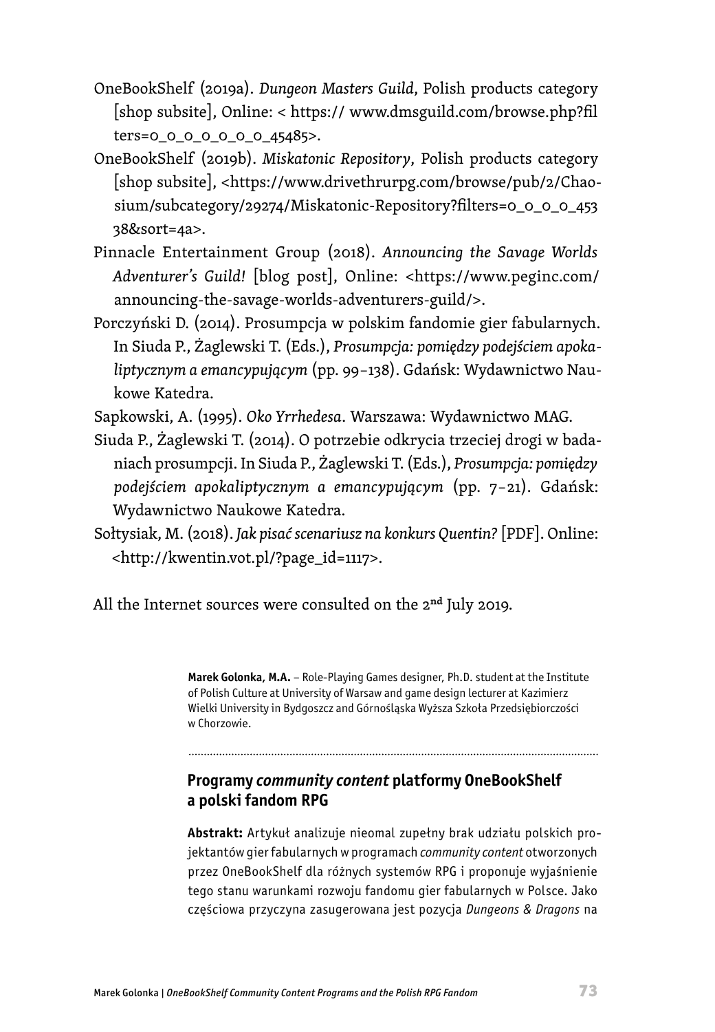OneBookShelf (2019a). *Dungeon Masters Guild*, Polish products category [shop subsite], Online: < https:// www.dmsguild.com/browse.php?filters=0_0_0_0_0_0_0_45485>.

OneBookShelf (2019b). *Miskatonic Repository*, Polish products category [shop subsite], <https://www.drivethrurpg.com/browse/pub/2/Chaosium/subcategory/29274/Miskatonic-Repository?filters=0_0_0_0_45338&sort=4a>.

Pinnacle Entertainment Group (2018). *Announcing the Savage Worlds Adventurer's Guild!* [blog post], Online: <https://www.peginc.com/announcing-the-savage-worlds-adventurers-guild/>.

Porczyński D. (2014). Prosumpcja w polskim fandomie gier fabularnych. In Siuda P., Żaglewski T. (Eds.), *Prosumpcja: pomiędzy podejściem apokaliptycznym a emancypującym* (pp. 99–138). Gdańsk: Wydawnictwo Naukowe Katedra.

Sapkowski, A. (1995). *Oko Yrrhedesa*. Warszawa: Wydawnictwo MAG.

Siuda P., Żaglewski T. (2014). O potrzebie odkrycia trzeciej drogi w badaniach prosumpcji. In Siuda P., Żaglewski T. (Eds.), *Prosumpcja: pomiędzy podejściem apokaliptycznym a emancypującym* (pp. 7–21). Gdańsk: Wydawnictwo Naukowe Katedra.

Sołtysiak, M. (2018). *Jak pisać scenariusz na konkurs Quentin?* [PDF]. Online: <http://kwentin.vot.pl/?page_id=1117>.

All the Internet sources were consulted on the 2nd July 2019.

**Marek Golonka, M.A.** – Role-Playing Games designer, Ph.D. student at the Institute of Polish Culture at University of Warsaw and game design lecturer at Kazimierz Wielki University in Bydgoszcz and Górnośląska Wyższa Szkoła Przedsiębiorczości w Chorzowie.

## Programy *community content* platformy OneBookShelf a polski fandom RPG

**Abstrakt:** Artykuł analizuje nieomal zupełny brak udziału polskich projektantów gier fabularnych w programach *community content* otworzonych przez OneBookShelf dla różnych systemów RPG i proponuje wyjaśnienie tego stanu warunkami rozwoju fandomu gier fabularnych w Polsce. Jako częściowa przyczyna zasugerowana jest pozycja *Dungeons & Dragons* na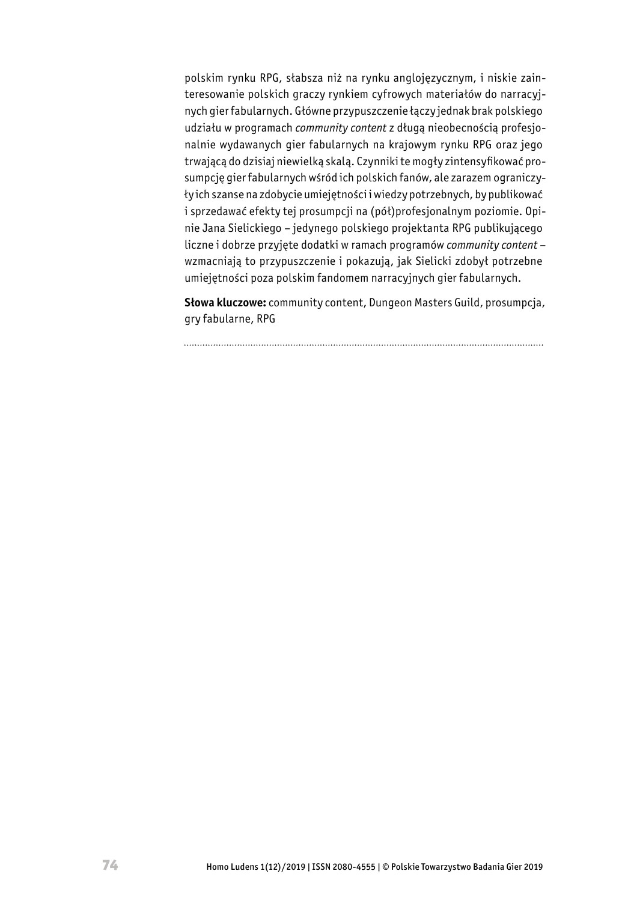polskim rynku RPG, słabsza niż na rynku anglojęzycznym, i niskie zainteresowanie polskich graczy rynkiem cyfrowych materiałów do narracyjnych gier fabularnych. Główne przypuszczenie łączy jednak brak polskiego udziału w programach *community content* z długą nieobecnością profesjonalnie wydawanych gier fabularnych na krajowym rynku RPG oraz jego trwającą do dzisiaj niewielką skalą. Czynniki te mogły zintensyfikować prosumpcję gier fabularnych wśród ich polskich fanów, ale zarazem ograniczyły ich szanse na zdobycie umiejętności i wiedzy potrzebnych, by publikować i sprzedawać efekty tej prosumpcji na (pół)profesjonalnym poziomie. Opinie Jana Sielickiego – jedynego polskiego projektanta RPG publikującego liczne i dobrze przyjęte dodatki w ramach programów *community content* – wzmacniają to przypuszczenie i pokazują, jak Sielicki zdobył potrzebne umiejętności poza polskim fandomem narracyjnych gier fabularnych.

**Słowa kluczowe:** community content, Dungeon Masters Guild, prosumpcja, gry fabularne, RPG